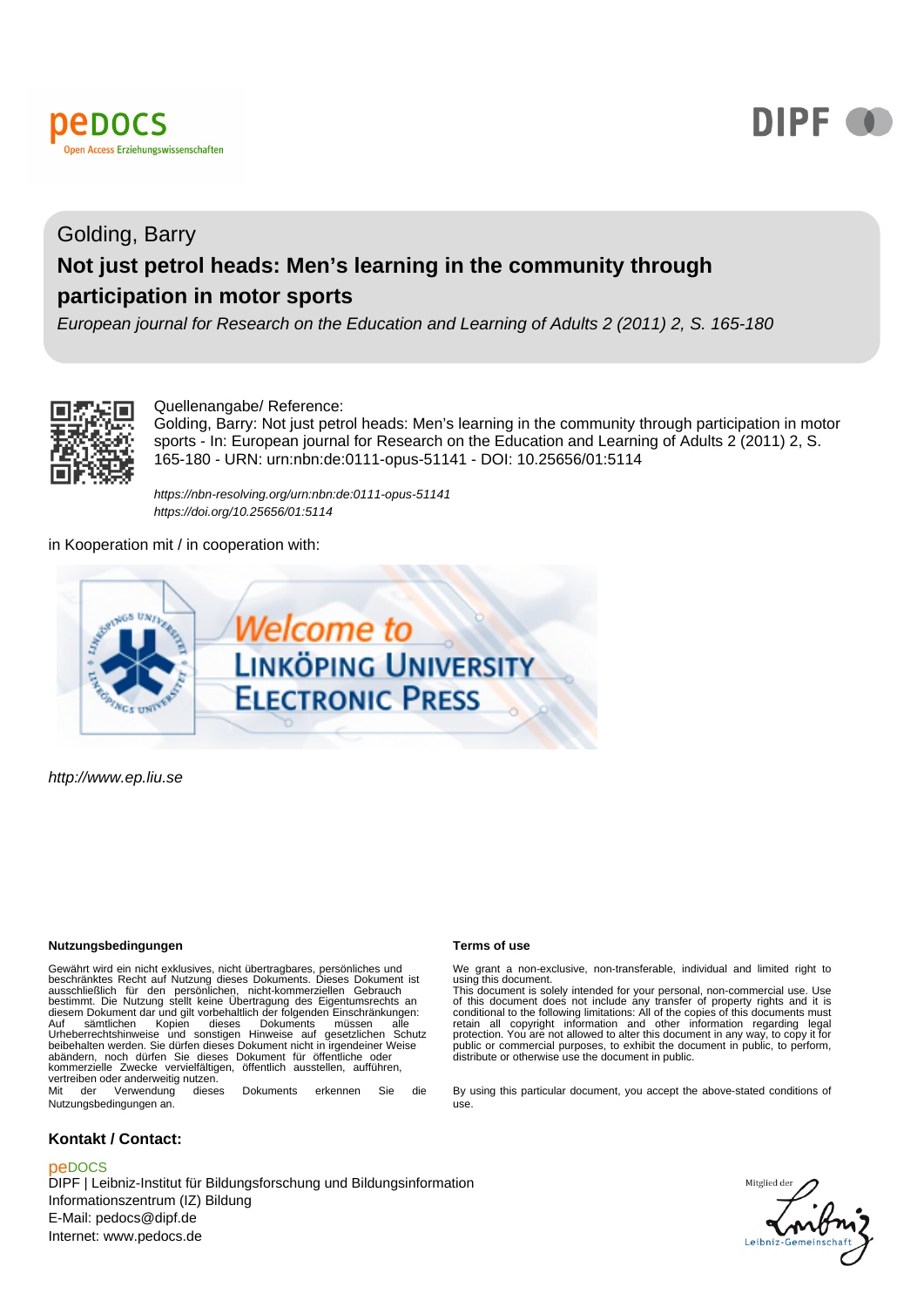Golding, Barry

# Not just petrol heads: Men's learning in the community through participation in motor sports

*European journal for Research on the Education and Learning of Adults 2 (2011) 2, S. 165-180*

Quellenangabe/ Reference:
Golding, Barry: Not just petrol heads: Men's learning in the community through participation in motor sports - In: European journal for Research on the Education and Learning of Adults 2 (2011) 2, S. 165-180 - URN: urn:nbn:de:0111-opus-51141 - DOI: 10.25656/01:5114

*https://nbn-resolving.org/urn:nbn:de:0111-opus-51141*
*https://doi.org/10.25656/01:5114*

in Kooperation mit / in cooperation with:

*http://www.ep.liu.se*

**Nutzungsbedingungen**

Gewährt wird ein nicht exklusives, nicht übertragbares, persönliches und beschränktes Recht auf Nutzung dieses Dokuments. Dieses Dokument ist ausschließlich für den persönlichen, nicht-kommerziellen Gebrauch bestimmt. Die Nutzung stellt keine Übertragung des Eigentumsrechts an diesem Dokument dar und gilt vorbehaltlich der folgenden Einschränkungen: Auf sämtlichen Kopien dieses Dokuments müssen alle Urheberrechtshinweise und sonstigen Hinweise auf gesetzlichen Schutz beibehalten werden. Sie dürfen dieses Dokument nicht in irgendeiner Weise abändern, noch dürfen Sie dieses Dokument für öffentliche oder kommerzielle Zwecke vervielfältigen, öffentlich ausstellen, aufführen, vertreiben oder anderweitig nutzen.
Mit der Verwendung dieses Dokuments erkennen Sie die Nutzungsbedingungen an.

**Terms of use**

We grant a non-exclusive, non-transferable, individual and limited right to using this document.
This document is solely intended for your personal, non-commercial use. Use of this document does not include any transfer of property rights and it is conditional to the following limitations: All of the copies of this documents must retain all copyright information and other information regarding legal protection. You are not allowed to alter this document in any way, to copy it for public or commercial purposes, to exhibit the document in public, to perform, distribute or otherwise use the document in public.

By using this particular document, you accept the above-stated conditions of use.

**Kontakt / Contact:**

peDOCS
DIPF | Leibniz-Institut für Bildungsforschung und Bildungsinformation
Informationszentrum (IZ) Bildung
E-Mail: pedocs@dipf.de
Internet: www.pedocs.de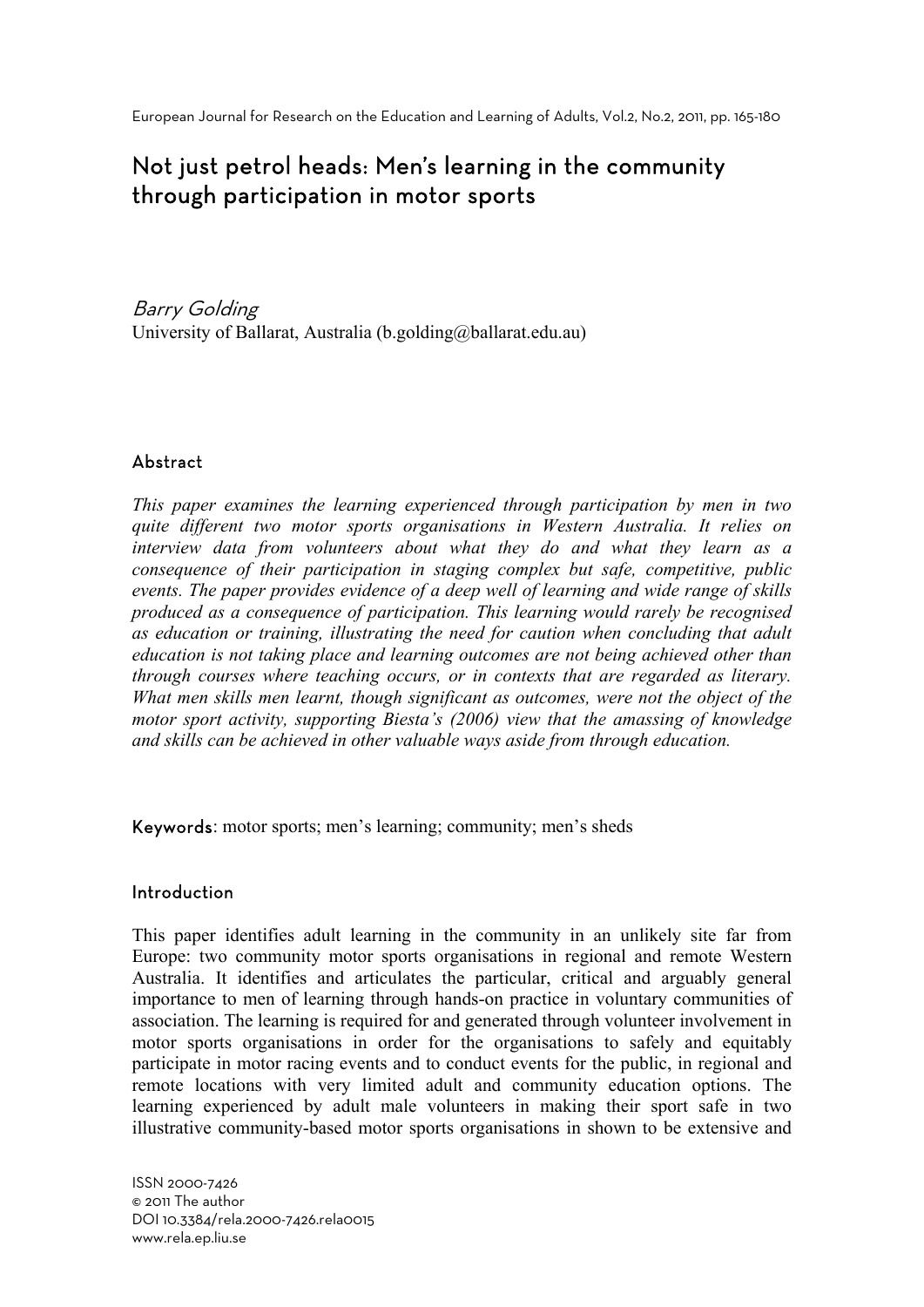# Not just petrol heads: Men's learning in the community through participation in motor sports

*Barry Golding*
University of Ballarat, Australia (b.golding@ballarat.edu.au)

## Abstract

*This paper examines the learning experienced through participation by men in two quite different two motor sports organisations in Western Australia. It relies on interview data from volunteers about what they do and what they learn as a consequence of their participation in staging complex but safe, competitive, public events. The paper provides evidence of a deep well of learning and wide range of skills produced as a consequence of participation. This learning would rarely be recognised as education or training, illustrating the need for caution when concluding that adult education is not taking place and learning outcomes are not being achieved other than through courses where teaching occurs, or in contexts that are regarded as literary. What men skills men learnt, though significant as outcomes, were not the object of the motor sport activity, supporting Biesta's (2006) view that the amassing of knowledge and skills can be achieved in other valuable ways aside from through education.*

**Keywords**: motor sports; men's learning; community; men's sheds

## Introduction

This paper identifies adult learning in the community in an unlikely site far from Europe: two community motor sports organisations in regional and remote Western Australia. It identifies and articulates the particular, critical and arguably general importance to men of learning through hands-on practice in voluntary communities of association. The learning is required for and generated through volunteer involvement in motor sports organisations in order for the organisations to safely and equitably participate in motor racing events and to conduct events for the public, in regional and remote locations with very limited adult and community education options. The learning experienced by adult male volunteers in making their sport safe in two illustrative community-based motor sports organisations in shown to be extensive and

ISSN 2000-7426
© 2011 The author
DOI 10.3384/rela.2000-7426.rela0015
www.rela.ep.liu.se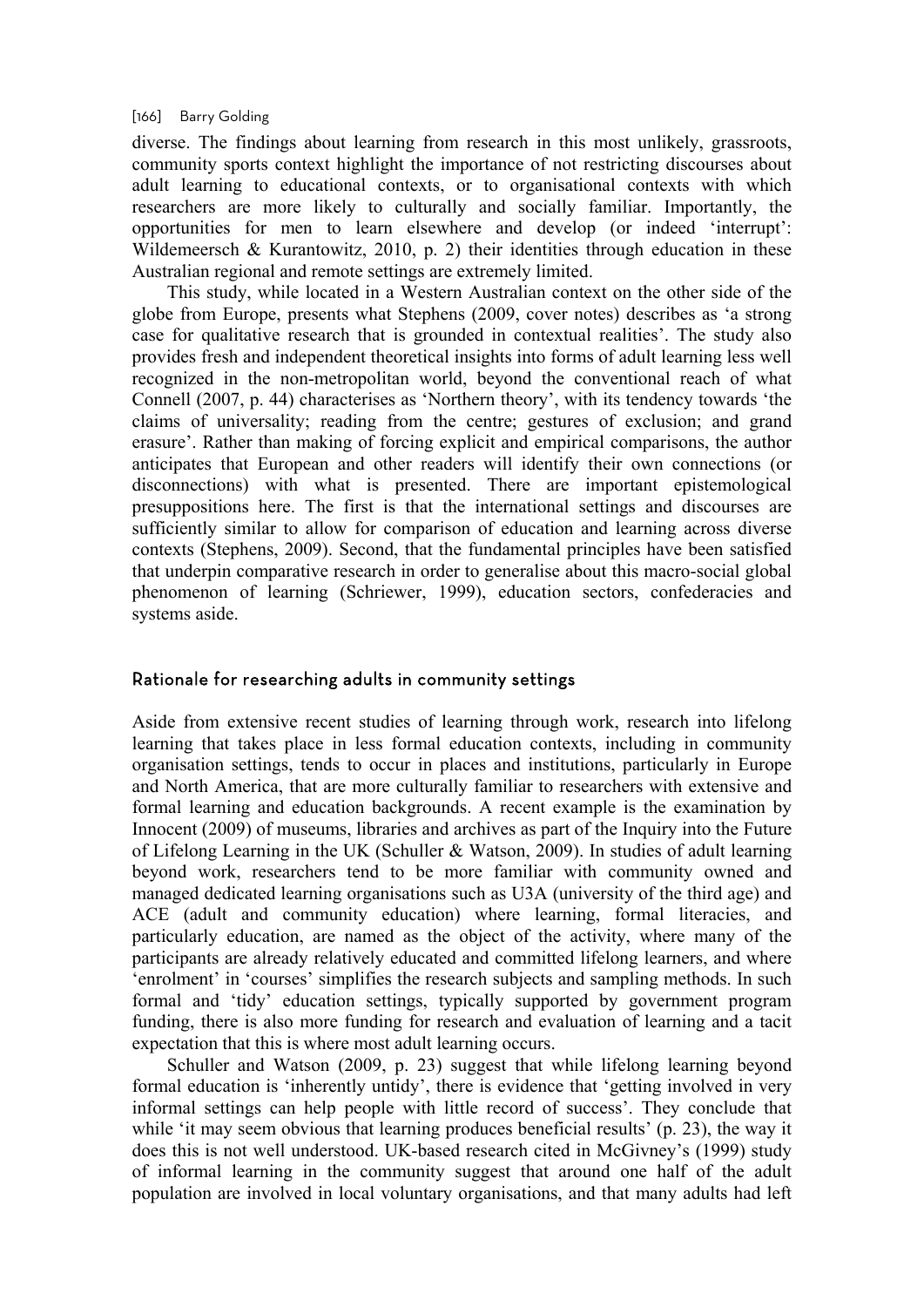diverse. The findings about learning from research in this most unlikely, grassroots, community sports context highlight the importance of not restricting discourses about adult learning to educational contexts, or to organisational contexts with which researchers are more likely to culturally and socially familiar. Importantly, the opportunities for men to learn elsewhere and develop (or indeed 'interrupt': Wildemeersch & Kurantowitz, 2010, p. 2) their identities through education in these Australian regional and remote settings are extremely limited.

This study, while located in a Western Australian context on the other side of the globe from Europe, presents what Stephens (2009, cover notes) describes as 'a strong case for qualitative research that is grounded in contextual realities'. The study also provides fresh and independent theoretical insights into forms of adult learning less well recognized in the non-metropolitan world, beyond the conventional reach of what Connell (2007, p. 44) characterises as 'Northern theory', with its tendency towards 'the claims of universality; reading from the centre; gestures of exclusion; and grand erasure'. Rather than making of forcing explicit and empirical comparisons, the author anticipates that European and other readers will identify their own connections (or disconnections) with what is presented. There are important epistemological presuppositions here. The first is that the international settings and discourses are sufficiently similar to allow for comparison of education and learning across diverse contexts (Stephens, 2009). Second, that the fundamental principles have been satisfied that underpin comparative research in order to generalise about this macro-social global phenomenon of learning (Schriewer, 1999), education sectors, confederacies and systems aside.

## Rationale for researching adults in community settings

Aside from extensive recent studies of learning through work, research into lifelong learning that takes place in less formal education contexts, including in community organisation settings, tends to occur in places and institutions, particularly in Europe and North America, that are more culturally familiar to researchers with extensive and formal learning and education backgrounds. A recent example is the examination by Innocent (2009) of museums, libraries and archives as part of the Inquiry into the Future of Lifelong Learning in the UK (Schuller & Watson, 2009). In studies of adult learning beyond work, researchers tend to be more familiar with community owned and managed dedicated learning organisations such as U3A (university of the third age) and ACE (adult and community education) where learning, formal literacies, and particularly education, are named as the object of the activity, where many of the participants are already relatively educated and committed lifelong learners, and where 'enrolment' in 'courses' simplifies the research subjects and sampling methods. In such formal and 'tidy' education settings, typically supported by government program funding, there is also more funding for research and evaluation of learning and a tacit expectation that this is where most adult learning occurs.

Schuller and Watson (2009, p. 23) suggest that while lifelong learning beyond formal education is 'inherently untidy', there is evidence that 'getting involved in very informal settings can help people with little record of success'. They conclude that while 'it may seem obvious that learning produces beneficial results' (p. 23), the way it does this is not well understood. UK-based research cited in McGivney's (1999) study of informal learning in the community suggest that around one half of the adult population are involved in local voluntary organisations, and that many adults had left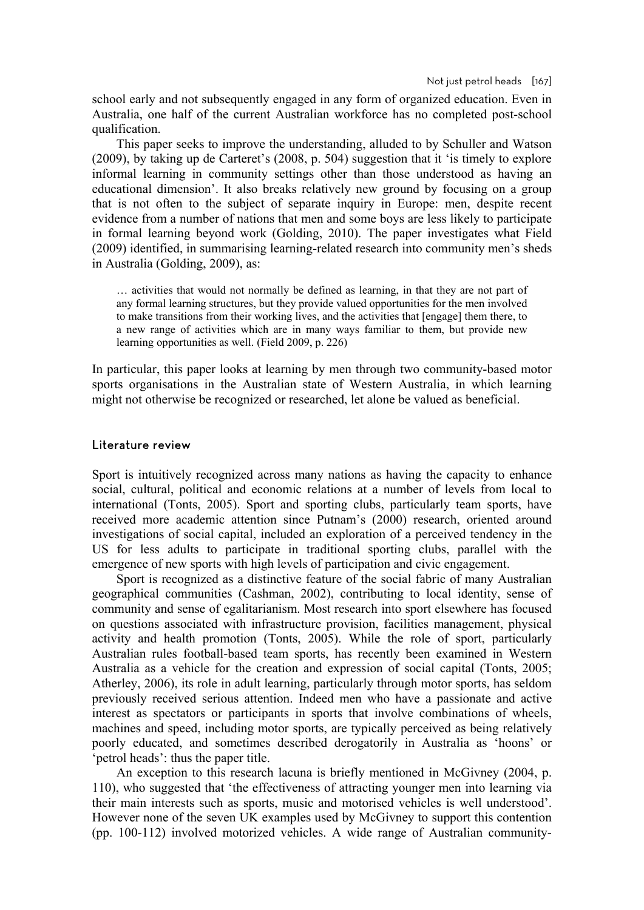school early and not subsequently engaged in any form of organized education. Even in Australia, one half of the current Australian workforce has no completed post-school qualification.

This paper seeks to improve the understanding, alluded to by Schuller and Watson (2009), by taking up de Carteret's (2008, p. 504) suggestion that it 'is timely to explore informal learning in community settings other than those understood as having an educational dimension'. It also breaks relatively new ground by focusing on a group that is not often to the subject of separate inquiry in Europe: men, despite recent evidence from a number of nations that men and some boys are less likely to participate in formal learning beyond work (Golding, 2010). The paper investigates what Field (2009) identified, in summarising learning-related research into community men's sheds in Australia (Golding, 2009), as:

> … activities that would not normally be defined as learning, in that they are not part of any formal learning structures, but they provide valued opportunities for the men involved to make transitions from their working lives, and the activities that [engage] them there, to a new range of activities which are in many ways familiar to them, but provide new learning opportunities as well. (Field 2009, p. 226)

In particular, this paper looks at learning by men through two community-based motor sports organisations in the Australian state of Western Australia, in which learning might not otherwise be recognized or researched, let alone be valued as beneficial.

## Literature review

Sport is intuitively recognized across many nations as having the capacity to enhance social, cultural, political and economic relations at a number of levels from local to international (Tonts, 2005). Sport and sporting clubs, particularly team sports, have received more academic attention since Putnam's (2000) research, oriented around investigations of social capital, included an exploration of a perceived tendency in the US for less adults to participate in traditional sporting clubs, parallel with the emergence of new sports with high levels of participation and civic engagement.

Sport is recognized as a distinctive feature of the social fabric of many Australian geographical communities (Cashman, 2002), contributing to local identity, sense of community and sense of egalitarianism. Most research into sport elsewhere has focused on questions associated with infrastructure provision, facilities management, physical activity and health promotion (Tonts, 2005). While the role of sport, particularly Australian rules football-based team sports, has recently been examined in Western Australia as a vehicle for the creation and expression of social capital (Tonts, 2005; Atherley, 2006), its role in adult learning, particularly through motor sports, has seldom previously received serious attention. Indeed men who have a passionate and active interest as spectators or participants in sports that involve combinations of wheels, machines and speed, including motor sports, are typically perceived as being relatively poorly educated, and sometimes described derogatorily in Australia as 'hoons' or 'petrol heads': thus the paper title.

An exception to this research lacuna is briefly mentioned in McGivney (2004, p. 110), who suggested that 'the effectiveness of attracting younger men into learning via their main interests such as sports, music and motorised vehicles is well understood'. However none of the seven UK examples used by McGivney to support this contention (pp. 100-112) involved motorized vehicles. A wide range of Australian community-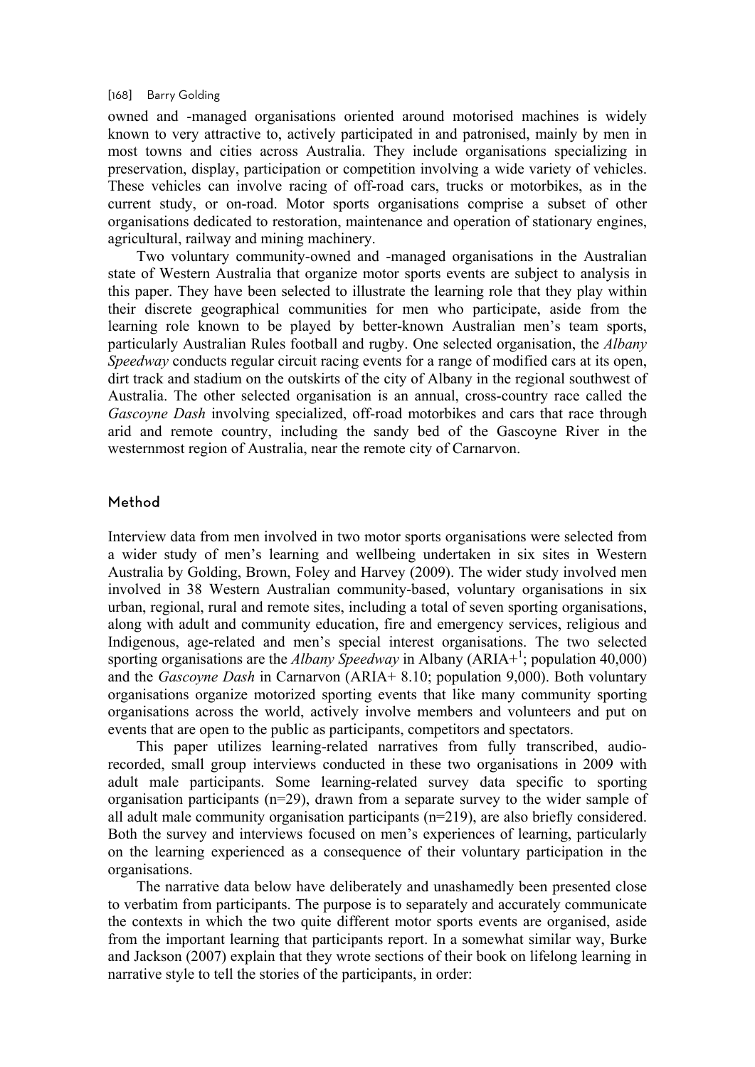owned and -managed organisations oriented around motorised machines is widely known to very attractive to, actively participated in and patronised, mainly by men in most towns and cities across Australia. They include organisations specializing in preservation, display, participation or competition involving a wide variety of vehicles. These vehicles can involve racing of off-road cars, trucks or motorbikes, as in the current study, or on-road. Motor sports organisations comprise a subset of other organisations dedicated to restoration, maintenance and operation of stationary engines, agricultural, railway and mining machinery.

Two voluntary community-owned and -managed organisations in the Australian state of Western Australia that organize motor sports events are subject to analysis in this paper. They have been selected to illustrate the learning role that they play within their discrete geographical communities for men who participate, aside from the learning role known to be played by better-known Australian men's team sports, particularly Australian Rules football and rugby. One selected organisation, the *Albany Speedway* conducts regular circuit racing events for a range of modified cars at its open, dirt track and stadium on the outskirts of the city of Albany in the regional southwest of Australia. The other selected organisation is an annual, cross-country race called the *Gascoyne Dash* involving specialized, off-road motorbikes and cars that race through arid and remote country, including the sandy bed of the Gascoyne River in the westernmost region of Australia, near the remote city of Carnarvon.

## Method

Interview data from men involved in two motor sports organisations were selected from a wider study of men's learning and wellbeing undertaken in six sites in Western Australia by Golding, Brown, Foley and Harvey (2009). The wider study involved men involved in 38 Western Australian community-based, voluntary organisations in six urban, regional, rural and remote sites, including a total of seven sporting organisations, along with adult and community education, fire and emergency services, religious and Indigenous, age-related and men's special interest organisations. The two selected sporting organisations are the *Albany Speedway* in Albany (ARIA+[1]; population 40,000) and the *Gascoyne Dash* in Carnarvon (ARIA+ 8.10; population 9,000). Both voluntary organisations organize motorized sporting events that like many community sporting organisations across the world, actively involve members and volunteers and put on events that are open to the public as participants, competitors and spectators.

This paper utilizes learning-related narratives from fully transcribed, audio-recorded, small group interviews conducted in these two organisations in 2009 with adult male participants. Some learning-related survey data specific to sporting organisation participants (n=29), drawn from a separate survey to the wider sample of all adult male community organisation participants (n=219), are also briefly considered. Both the survey and interviews focused on men's experiences of learning, particularly on the learning experienced as a consequence of their voluntary participation in the organisations.

The narrative data below have deliberately and unashamedly been presented close to verbatim from participants. The purpose is to separately and accurately communicate the contexts in which the two quite different motor sports events are organised, aside from the important learning that participants report. In a somewhat similar way, Burke and Jackson (2007) explain that they wrote sections of their book on lifelong learning in narrative style to tell the stories of the participants, in order: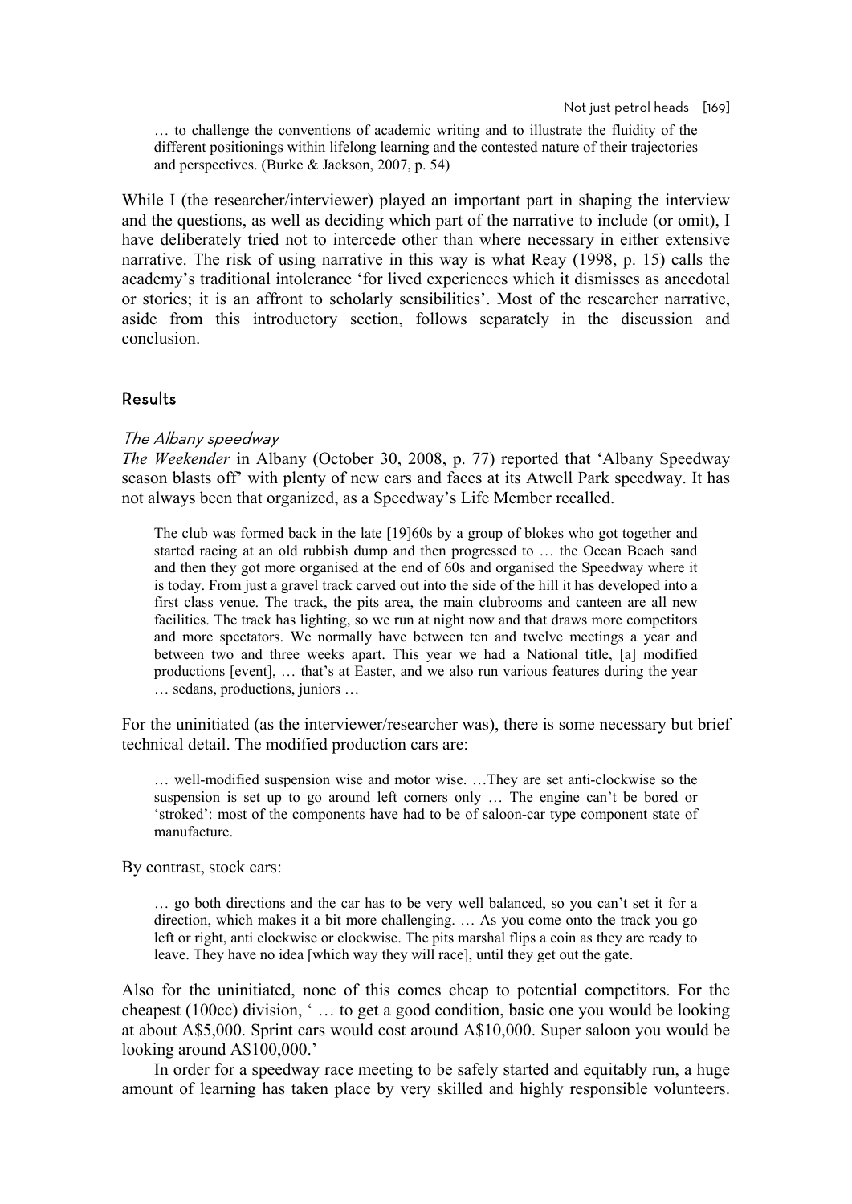> … to challenge the conventions of academic writing and to illustrate the fluidity of the different positionings within lifelong learning and the contested nature of their trajectories and perspectives. (Burke & Jackson, 2007, p. 54)

While I (the researcher/interviewer) played an important part in shaping the interview and the questions, as well as deciding which part of the narrative to include (or omit), I have deliberately tried not to intercede other than where necessary in either extensive narrative. The risk of using narrative in this way is what Reay (1998, p. 15) calls the academy's traditional intolerance 'for lived experiences which it dismisses as anecdotal or stories; it is an affront to scholarly sensibilities'. Most of the researcher narrative, aside from this introductory section, follows separately in the discussion and conclusion.

## Results

### *The Albany speedway*

*The Weekender* in Albany (October 30, 2008, p. 77) reported that 'Albany Speedway season blasts off' with plenty of new cars and faces at its Atwell Park speedway. It has not always been that organized, as a Speedway's Life Member recalled.

> The club was formed back in the late [19]60s by a group of blokes who got together and started racing at an old rubbish dump and then progressed to … the Ocean Beach sand and then they got more organised at the end of 60s and organised the Speedway where it is today. From just a gravel track carved out into the side of the hill it has developed into a first class venue. The track, the pits area, the main clubrooms and canteen are all new facilities. The track has lighting, so we run at night now and that draws more competitors and more spectators. We normally have between ten and twelve meetings a year and between two and three weeks apart. This year we had a National title, [a] modified productions [event], … that's at Easter, and we also run various features during the year … sedans, productions, juniors …

For the uninitiated (as the interviewer/researcher was), there is some necessary but brief technical detail. The modified production cars are:

> … well-modified suspension wise and motor wise. …They are set anti-clockwise so the suspension is set up to go around left corners only … The engine can't be bored or 'stroked': most of the components have had to be of saloon-car type component state of manufacture.

By contrast, stock cars:

> … go both directions and the car has to be very well balanced, so you can't set it for a direction, which makes it a bit more challenging. … As you come onto the track you go left or right, anti clockwise or clockwise. The pits marshal flips a coin as they are ready to leave. They have no idea [which way they will race], until they get out the gate.

Also for the uninitiated, none of this comes cheap to potential competitors. For the cheapest (100cc) division, ' … to get a good condition, basic one you would be looking at about A$5,000. Sprint cars would cost around A$10,000. Super saloon you would be looking around A$100,000.'

In order for a speedway race meeting to be safely started and equitably run, a huge amount of learning has taken place by very skilled and highly responsible volunteers.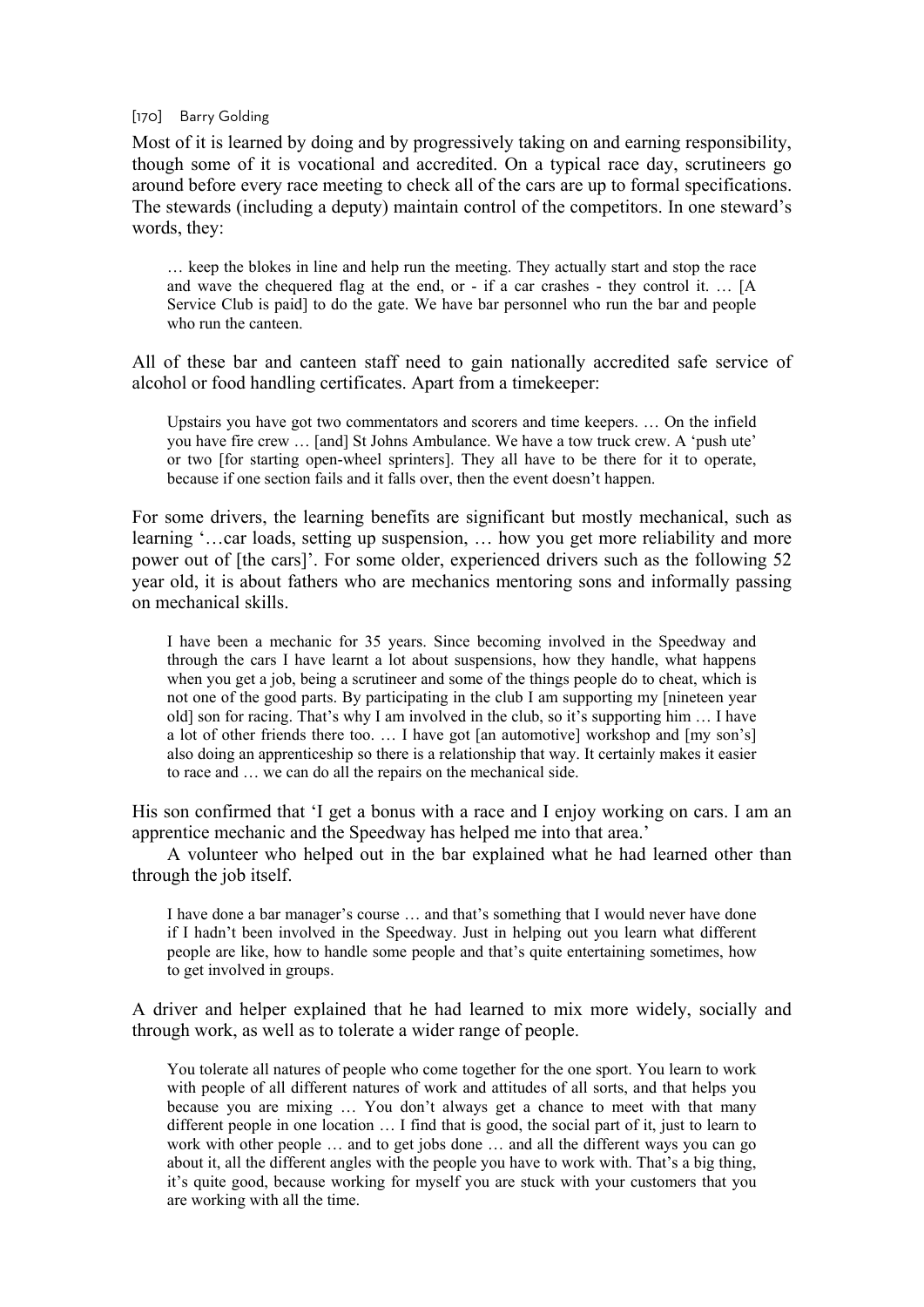Most of it is learned by doing and by progressively taking on and earning responsibility, though some of it is vocational and accredited. On a typical race day, scrutineers go around before every race meeting to check all of the cars are up to formal specifications. The stewards (including a deputy) maintain control of the competitors. In one steward's words, they:

> … keep the blokes in line and help run the meeting. They actually start and stop the race and wave the chequered flag at the end, or - if a car crashes - they control it. … [A Service Club is paid] to do the gate. We have bar personnel who run the bar and people who run the canteen.

All of these bar and canteen staff need to gain nationally accredited safe service of alcohol or food handling certificates. Apart from a timekeeper:

> Upstairs you have got two commentators and scorers and time keepers. … On the infield you have fire crew … [and] St Johns Ambulance. We have a tow truck crew. A 'push ute' or two [for starting open-wheel sprinters]. They all have to be there for it to operate, because if one section fails and it falls over, then the event doesn't happen.

For some drivers, the learning benefits are significant but mostly mechanical, such as learning '…car loads, setting up suspension, … how you get more reliability and more power out of [the cars]'. For some older, experienced drivers such as the following 52 year old, it is about fathers who are mechanics mentoring sons and informally passing on mechanical skills.

> I have been a mechanic for 35 years. Since becoming involved in the Speedway and through the cars I have learnt a lot about suspensions, how they handle, what happens when you get a job, being a scrutineer and some of the things people do to cheat, which is not one of the good parts. By participating in the club I am supporting my [nineteen year old] son for racing. That's why I am involved in the club, so it's supporting him … I have a lot of other friends there too. … I have got [an automotive] workshop and [my son's] also doing an apprenticeship so there is a relationship that way. It certainly makes it easier to race and … we can do all the repairs on the mechanical side.

His son confirmed that 'I get a bonus with a race and I enjoy working on cars. I am an apprentice mechanic and the Speedway has helped me into that area.'

A volunteer who helped out in the bar explained what he had learned other than through the job itself.

> I have done a bar manager's course … and that's something that I would never have done if I hadn't been involved in the Speedway. Just in helping out you learn what different people are like, how to handle some people and that's quite entertaining sometimes, how to get involved in groups.

A driver and helper explained that he had learned to mix more widely, socially and through work, as well as to tolerate a wider range of people.

> You tolerate all natures of people who come together for the one sport. You learn to work with people of all different natures of work and attitudes of all sorts, and that helps you because you are mixing … You don't always get a chance to meet with that many different people in one location … I find that is good, the social part of it, just to learn to work with other people … and to get jobs done … and all the different ways you can go about it, all the different angles with the people you have to work with. That's a big thing, it's quite good, because working for myself you are stuck with your customers that you are working with all the time.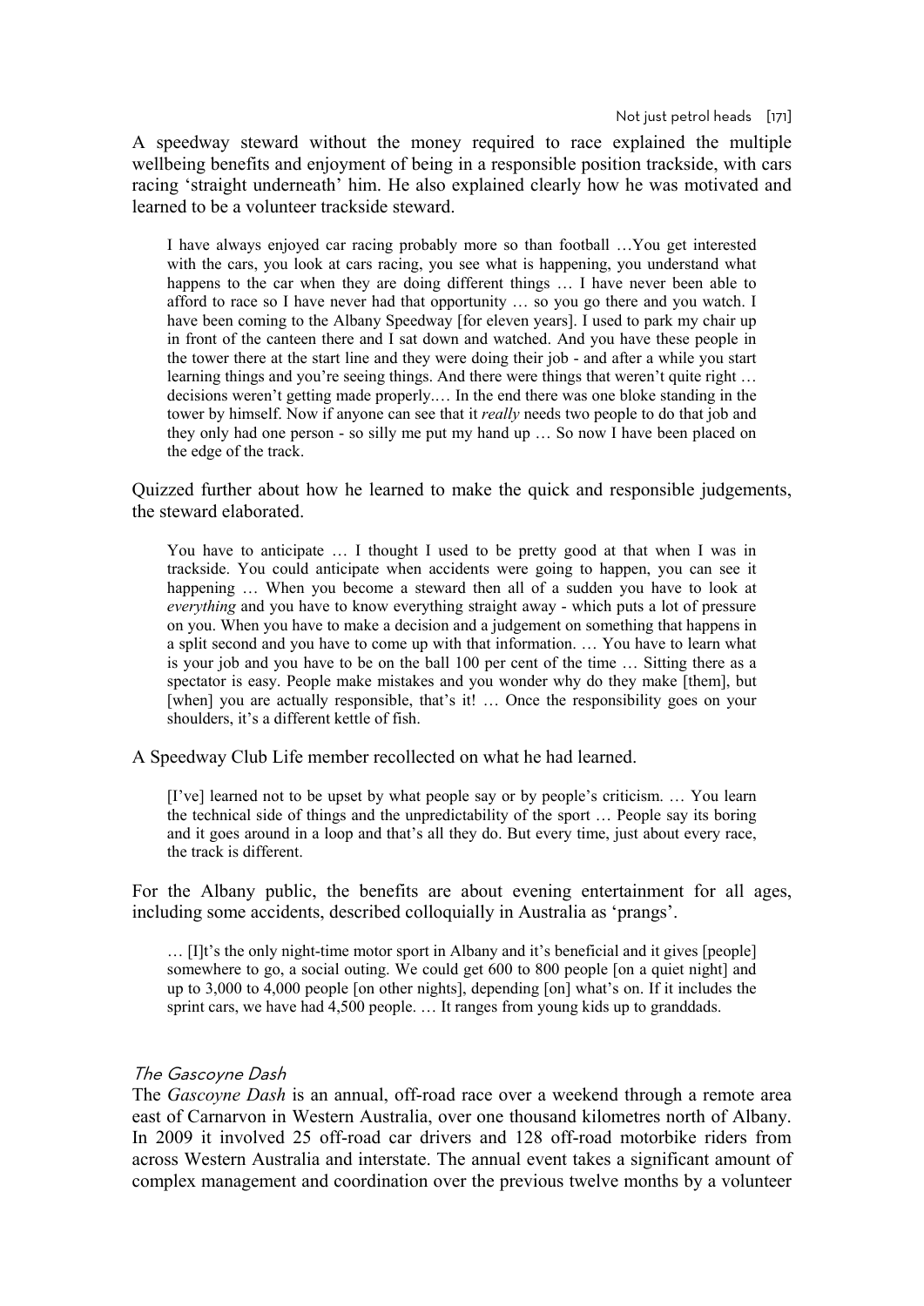A speedway steward without the money required to race explained the multiple wellbeing benefits and enjoyment of being in a responsible position trackside, with cars racing 'straight underneath' him. He also explained clearly how he was motivated and learned to be a volunteer trackside steward.

> I have always enjoyed car racing probably more so than football …You get interested with the cars, you look at cars racing, you see what is happening, you understand what happens to the car when they are doing different things … I have never been able to afford to race so I have never had that opportunity … so you go there and you watch. I have been coming to the Albany Speedway [for eleven years]. I used to park my chair up in front of the canteen there and I sat down and watched. And you have these people in the tower there at the start line and they were doing their job - and after a while you start learning things and you're seeing things. And there were things that weren't quite right … decisions weren't getting made properly.… In the end there was one bloke standing in the tower by himself. Now if anyone can see that it *really* needs two people to do that job and they only had one person - so silly me put my hand up … So now I have been placed on the edge of the track.

Quizzed further about how he learned to make the quick and responsible judgements, the steward elaborated.

> You have to anticipate … I thought I used to be pretty good at that when I was in trackside. You could anticipate when accidents were going to happen, you can see it happening … When you become a steward then all of a sudden you have to look at *everything* and you have to know everything straight away - which puts a lot of pressure on you. When you have to make a decision and a judgement on something that happens in a split second and you have to come up with that information. … You have to learn what is your job and you have to be on the ball 100 per cent of the time … Sitting there as a spectator is easy. People make mistakes and you wonder why do they make [them], but [when] you are actually responsible, that's it! … Once the responsibility goes on your shoulders, it's a different kettle of fish.

A Speedway Club Life member recollected on what he had learned.

> [I've] learned not to be upset by what people say or by people's criticism. … You learn the technical side of things and the unpredictability of the sport … People say its boring and it goes around in a loop and that's all they do. But every time, just about every race, the track is different.

For the Albany public, the benefits are about evening entertainment for all ages, including some accidents, described colloquially in Australia as 'prangs'.

> … [I]t's the only night-time motor sport in Albany and it's beneficial and it gives [people] somewhere to go, a social outing. We could get 600 to 800 people [on a quiet night] and up to 3,000 to 4,000 people [on other nights], depending [on] what's on. If it includes the sprint cars, we have had 4,500 people. … It ranges from young kids up to granddads.

### *The Gascoyne Dash*

The *Gascoyne Dash* is an annual, off-road race over a weekend through a remote area east of Carnarvon in Western Australia, over one thousand kilometres north of Albany. In 2009 it involved 25 off-road car drivers and 128 off-road motorbike riders from across Western Australia and interstate. The annual event takes a significant amount of complex management and coordination over the previous twelve months by a volunteer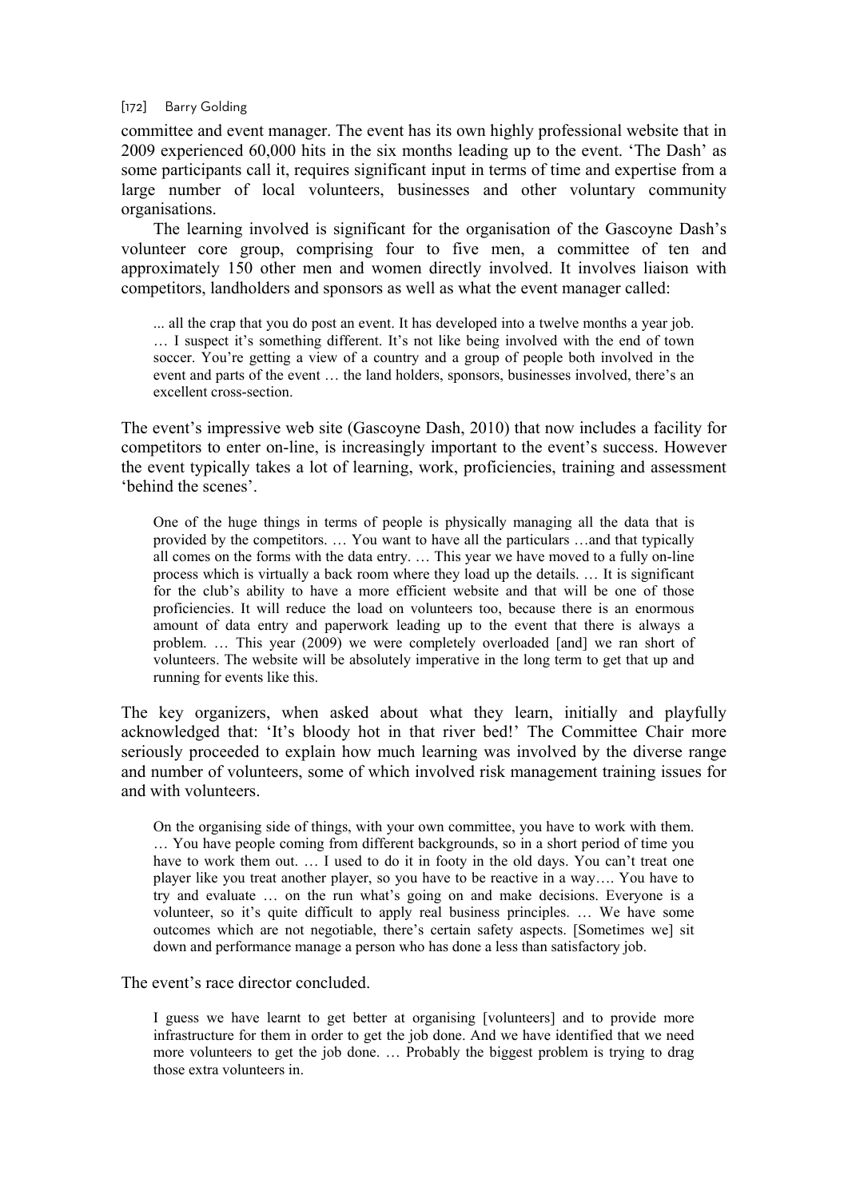committee and event manager. The event has its own highly professional website that in 2009 experienced 60,000 hits in the six months leading up to the event. 'The Dash' as some participants call it, requires significant input in terms of time and expertise from a large number of local volunteers, businesses and other voluntary community organisations.

The learning involved is significant for the organisation of the Gascoyne Dash's volunteer core group, comprising four to five men, a committee of ten and approximately 150 other men and women directly involved. It involves liaison with competitors, landholders and sponsors as well as what the event manager called:

> ... all the crap that you do post an event. It has developed into a twelve months a year job. … I suspect it's something different. It's not like being involved with the end of town soccer. You're getting a view of a country and a group of people both involved in the event and parts of the event … the land holders, sponsors, businesses involved, there's an excellent cross-section.

The event's impressive web site (Gascoyne Dash, 2010) that now includes a facility for competitors to enter on-line, is increasingly important to the event's success. However the event typically takes a lot of learning, work, proficiencies, training and assessment 'behind the scenes'.

> One of the huge things in terms of people is physically managing all the data that is provided by the competitors. … You want to have all the particulars …and that typically all comes on the forms with the data entry. … This year we have moved to a fully on-line process which is virtually a back room where they load up the details. … It is significant for the club's ability to have a more efficient website and that will be one of those proficiencies. It will reduce the load on volunteers too, because there is an enormous amount of data entry and paperwork leading up to the event that there is always a problem. … This year (2009) we were completely overloaded [and] we ran short of volunteers. The website will be absolutely imperative in the long term to get that up and running for events like this.

The key organizers, when asked about what they learn, initially and playfully acknowledged that: 'It's bloody hot in that river bed!' The Committee Chair more seriously proceeded to explain how much learning was involved by the diverse range and number of volunteers, some of which involved risk management training issues for and with volunteers.

> On the organising side of things, with your own committee, you have to work with them. … You have people coming from different backgrounds, so in a short period of time you have to work them out. … I used to do it in footy in the old days. You can't treat one player like you treat another player, so you have to be reactive in a way…. You have to try and evaluate … on the run what's going on and make decisions. Everyone is a volunteer, so it's quite difficult to apply real business principles. … We have some outcomes which are not negotiable, there's certain safety aspects. [Sometimes we] sit down and performance manage a person who has done a less than satisfactory job.

The event's race director concluded.

> I guess we have learnt to get better at organising [volunteers] and to provide more infrastructure for them in order to get the job done. And we have identified that we need more volunteers to get the job done. … Probably the biggest problem is trying to drag those extra volunteers in.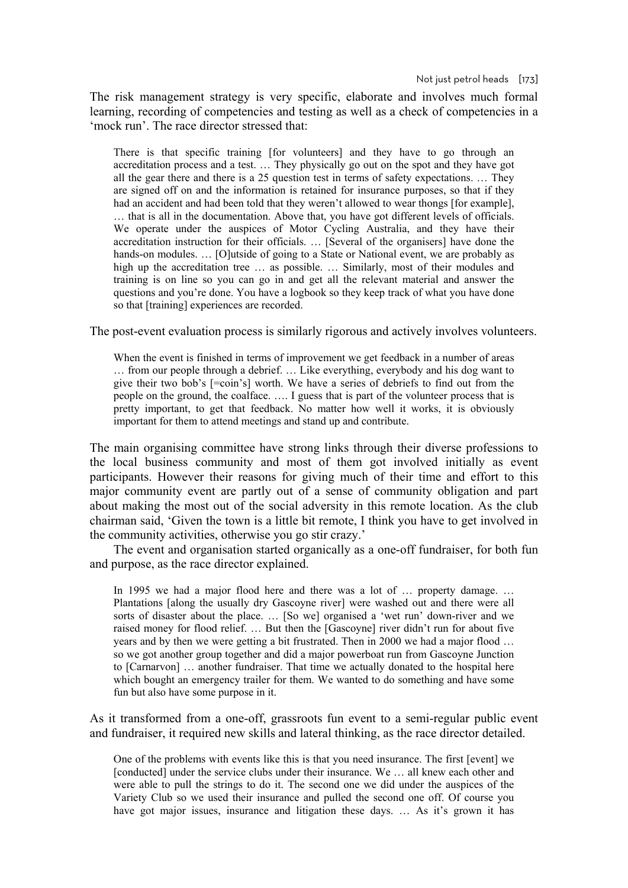The risk management strategy is very specific, elaborate and involves much formal learning, recording of competencies and testing as well as a check of competencies in a 'mock run'. The race director stressed that:

> There is that specific training [for volunteers] and they have to go through an accreditation process and a test. … They physically go out on the spot and they have got all the gear there and there is a 25 question test in terms of safety expectations. … They are signed off on and the information is retained for insurance purposes, so that if they had an accident and had been told that they weren't allowed to wear thongs [for example], … that is all in the documentation. Above that, you have got different levels of officials. We operate under the auspices of Motor Cycling Australia, and they have their accreditation instruction for their officials. … [Several of the organisers] have done the hands-on modules. … [O]utside of going to a State or National event, we are probably as high up the accreditation tree … as possible. … Similarly, most of their modules and training is on line so you can go in and get all the relevant material and answer the questions and you're done. You have a logbook so they keep track of what you have done so that [training] experiences are recorded.

The post-event evaluation process is similarly rigorous and actively involves volunteers.

> When the event is finished in terms of improvement we get feedback in a number of areas … from our people through a debrief. … Like everything, everybody and his dog want to give their two bob's [=coin's] worth. We have a series of debriefs to find out from the people on the ground, the coalface. …. I guess that is part of the volunteer process that is pretty important, to get that feedback. No matter how well it works, it is obviously important for them to attend meetings and stand up and contribute.

The main organising committee have strong links through their diverse professions to the local business community and most of them got involved initially as event participants. However their reasons for giving much of their time and effort to this major community event are partly out of a sense of community obligation and part about making the most out of the social adversity in this remote location. As the club chairman said, 'Given the town is a little bit remote, I think you have to get involved in the community activities, otherwise you go stir crazy.'

The event and organisation started organically as a one-off fundraiser, for both fun and purpose, as the race director explained.

> In 1995 we had a major flood here and there was a lot of … property damage. … Plantations [along the usually dry Gascoyne river] were washed out and there were all sorts of disaster about the place. … [So we] organised a 'wet run' down-river and we raised money for flood relief. … But then the [Gascoyne] river didn't run for about five years and by then we were getting a bit frustrated. Then in 2000 we had a major flood … so we got another group together and did a major powerboat run from Gascoyne Junction to [Carnarvon] … another fundraiser. That time we actually donated to the hospital here which bought an emergency trailer for them. We wanted to do something and have some fun but also have some purpose in it.

As it transformed from a one-off, grassroots fun event to a semi-regular public event and fundraiser, it required new skills and lateral thinking, as the race director detailed.

> One of the problems with events like this is that you need insurance. The first [event] we [conducted] under the service clubs under their insurance. We … all knew each other and were able to pull the strings to do it. The second one we did under the auspices of the Variety Club so we used their insurance and pulled the second one off. Of course you have got major issues, insurance and litigation these days. … As it's grown it has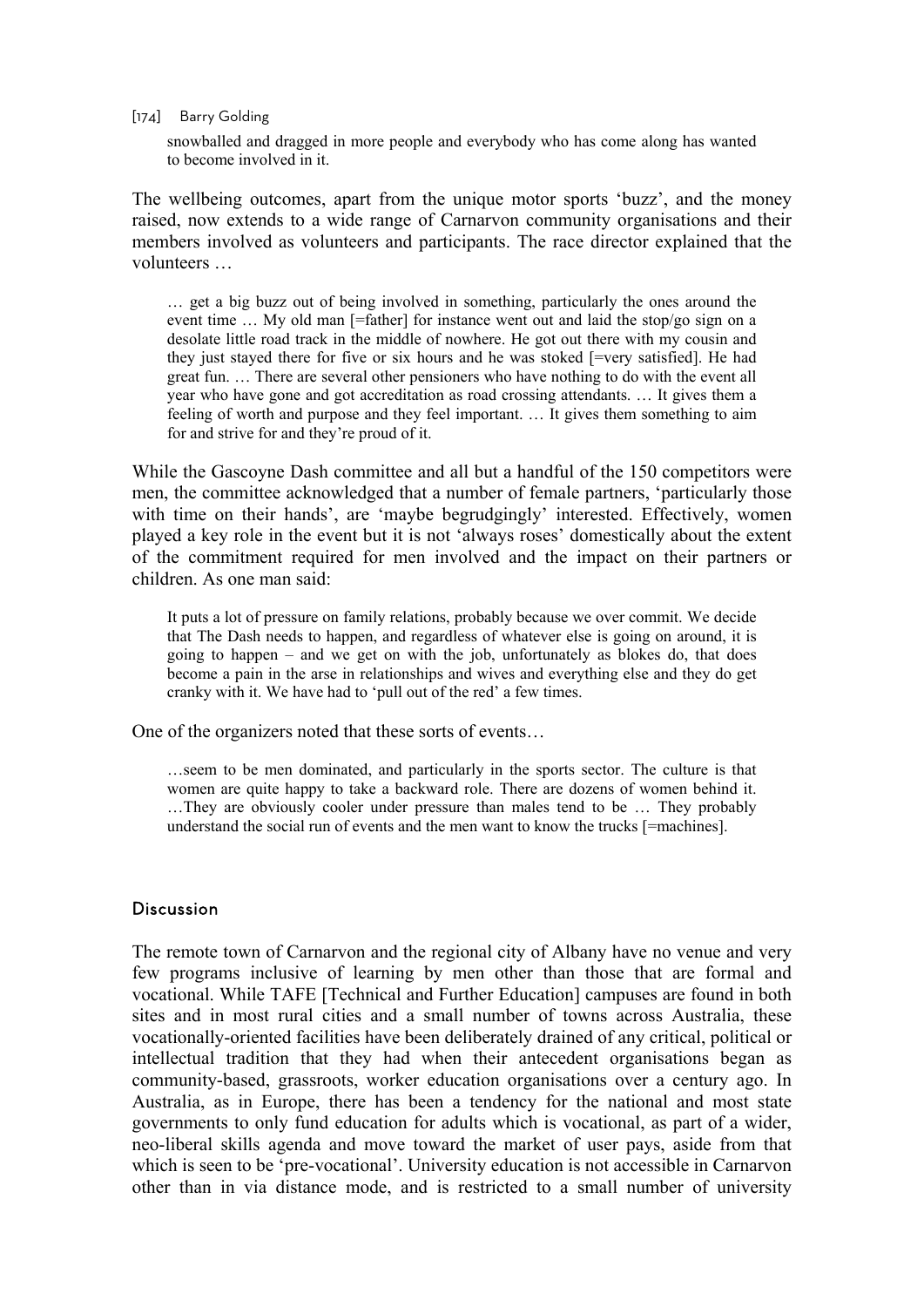> snowballed and dragged in more people and everybody who has come along has wanted to become involved in it.

The wellbeing outcomes, apart from the unique motor sports 'buzz', and the money raised, now extends to a wide range of Carnarvon community organisations and their members involved as volunteers and participants. The race director explained that the volunteers …

> … get a big buzz out of being involved in something, particularly the ones around the event time … My old man [=father] for instance went out and laid the stop/go sign on a desolate little road track in the middle of nowhere. He got out there with my cousin and they just stayed there for five or six hours and he was stoked [=very satisfied]. He had great fun. … There are several other pensioners who have nothing to do with the event all year who have gone and got accreditation as road crossing attendants. … It gives them a feeling of worth and purpose and they feel important. … It gives them something to aim for and strive for and they're proud of it.

While the Gascoyne Dash committee and all but a handful of the 150 competitors were men, the committee acknowledged that a number of female partners, 'particularly those with time on their hands', are 'maybe begrudgingly' interested. Effectively, women played a key role in the event but it is not 'always roses' domestically about the extent of the commitment required for men involved and the impact on their partners or children. As one man said:

> It puts a lot of pressure on family relations, probably because we over commit. We decide that The Dash needs to happen, and regardless of whatever else is going on around, it is going to happen – and we get on with the job, unfortunately as blokes do, that does become a pain in the arse in relationships and wives and everything else and they do get cranky with it. We have had to 'pull out of the red' a few times.

One of the organizers noted that these sorts of events…

> …seem to be men dominated, and particularly in the sports sector. The culture is that women are quite happy to take a backward role. There are dozens of women behind it. …They are obviously cooler under pressure than males tend to be … They probably understand the social run of events and the men want to know the trucks [=machines].

## Discussion

The remote town of Carnarvon and the regional city of Albany have no venue and very few programs inclusive of learning by men other than those that are formal and vocational. While TAFE [Technical and Further Education] campuses are found in both sites and in most rural cities and a small number of towns across Australia, these vocationally-oriented facilities have been deliberately drained of any critical, political or intellectual tradition that they had when their antecedent organisations began as community-based, grassroots, worker education organisations over a century ago. In Australia, as in Europe, there has been a tendency for the national and most state governments to only fund education for adults which is vocational, as part of a wider, neo-liberal skills agenda and move toward the market of user pays, aside from that which is seen to be 'pre-vocational'. University education is not accessible in Carnarvon other than in via distance mode, and is restricted to a small number of university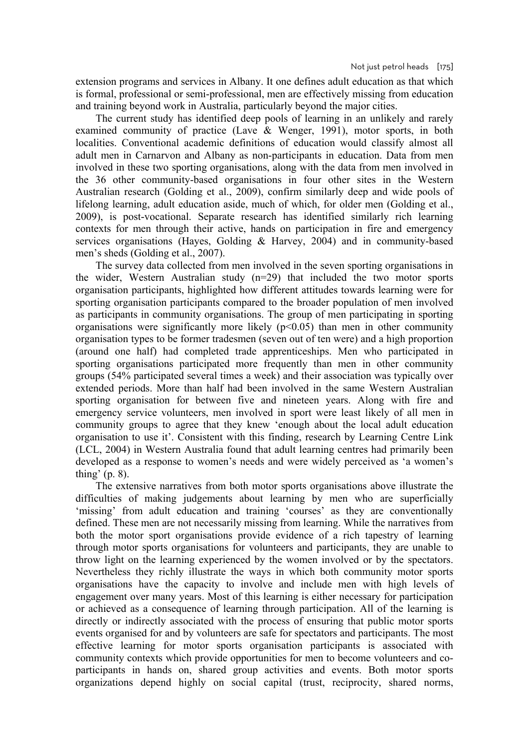extension programs and services in Albany. It one defines adult education as that which is formal, professional or semi-professional, men are effectively missing from education and training beyond work in Australia, particularly beyond the major cities.

The current study has identified deep pools of learning in an unlikely and rarely examined community of practice (Lave & Wenger, 1991), motor sports, in both localities. Conventional academic definitions of education would classify almost all adult men in Carnarvon and Albany as non-participants in education. Data from men involved in these two sporting organisations, along with the data from men involved in the 36 other community-based organisations in four other sites in the Western Australian research (Golding et al., 2009), confirm similarly deep and wide pools of lifelong learning, adult education aside, much of which, for older men (Golding et al., 2009), is post-vocational. Separate research has identified similarly rich learning contexts for men through their active, hands on participation in fire and emergency services organisations (Hayes, Golding & Harvey, 2004) and in community-based men's sheds (Golding et al., 2007).

The survey data collected from men involved in the seven sporting organisations in the wider, Western Australian study (n=29) that included the two motor sports organisation participants, highlighted how different attitudes towards learning were for sporting organisation participants compared to the broader population of men involved as participants in community organisations. The group of men participating in sporting organisations were significantly more likely ($p<0.05$) than men in other community organisation types to be former tradesmen (seven out of ten were) and a high proportion (around one half) had completed trade apprenticeships. Men who participated in sporting organisations participated more frequently than men in other community groups (54% participated several times a week) and their association was typically over extended periods. More than half had been involved in the same Western Australian sporting organisation for between five and nineteen years. Along with fire and emergency service volunteers, men involved in sport were least likely of all men in community groups to agree that they knew 'enough about the local adult education organisation to use it'. Consistent with this finding, research by Learning Centre Link (LCL, 2004) in Western Australia found that adult learning centres had primarily been developed as a response to women's needs and were widely perceived as 'a women's thing' (p. 8).

The extensive narratives from both motor sports organisations above illustrate the difficulties of making judgements about learning by men who are superficially 'missing' from adult education and training 'courses' as they are conventionally defined. These men are not necessarily missing from learning. While the narratives from both the motor sport organisations provide evidence of a rich tapestry of learning through motor sports organisations for volunteers and participants, they are unable to throw light on the learning experienced by the women involved or by the spectators. Nevertheless they richly illustrate the ways in which both community motor sports organisations have the capacity to involve and include men with high levels of engagement over many years. Most of this learning is either necessary for participation or achieved as a consequence of learning through participation. All of the learning is directly or indirectly associated with the process of ensuring that public motor sports events organised for and by volunteers are safe for spectators and participants. The most effective learning for motor sports organisation participants is associated with community contexts which provide opportunities for men to become volunteers and co-participants in hands on, shared group activities and events. Both motor sports organizations depend highly on social capital (trust, reciprocity, shared norms,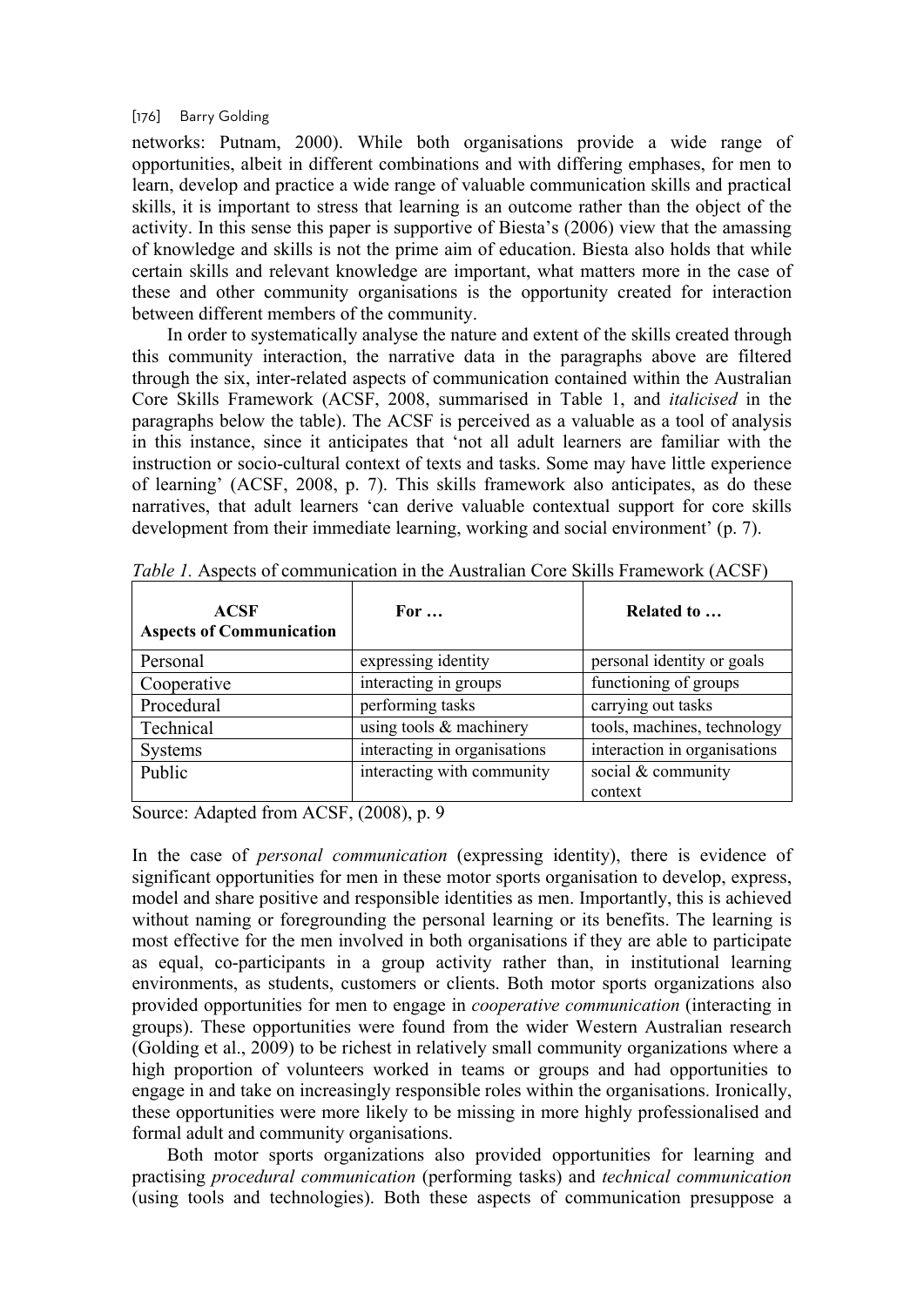networks: Putnam, 2000). While both organisations provide a wide range of opportunities, albeit in different combinations and with differing emphases, for men to learn, develop and practice a wide range of valuable communication skills and practical skills, it is important to stress that learning is an outcome rather than the object of the activity. In this sense this paper is supportive of Biesta's (2006) view that the amassing of knowledge and skills is not the prime aim of education. Biesta also holds that while certain skills and relevant knowledge are important, what matters more in the case of these and other community organisations is the opportunity created for interaction between different members of the community.

In order to systematically analyse the nature and extent of the skills created through this community interaction, the narrative data in the paragraphs above are filtered through the six, inter-related aspects of communication contained within the Australian Core Skills Framework (ACSF, 2008, summarised in Table 1, and *italicised* in the paragraphs below the table). The ACSF is perceived as a valuable as a tool of analysis in this instance, since it anticipates that 'not all adult learners are familiar with the instruction or socio-cultural context of texts and tasks. Some may have little experience of learning' (ACSF, 2008, p. 7). This skills framework also anticipates, as do these narratives, that adult learners 'can derive valuable contextual support for core skills development from their immediate learning, working and social environment' (p. 7).

*Table 1.* Aspects of communication in the Australian Core Skills Framework (ACSF)

| **ACSF Aspects of Communication** | **For …** | **Related to …** |
|---|---|---|
| Personal | expressing identity | personal identity or goals |
| Cooperative | interacting in groups | functioning of groups |
| Procedural | performing tasks | carrying out tasks |
| Technical | using tools & machinery | tools, machines, technology |
| Systems | interacting in organisations | interaction in organisations |
| Public | interacting with community | social & community context |

Source: Adapted from ACSF, (2008), p. 9

In the case of *personal communication* (expressing identity), there is evidence of significant opportunities for men in these motor sports organisation to develop, express, model and share positive and responsible identities as men. Importantly, this is achieved without naming or foregrounding the personal learning or its benefits. The learning is most effective for the men involved in both organisations if they are able to participate as equal, co-participants in a group activity rather than, in institutional learning environments, as students, customers or clients. Both motor sports organizations also provided opportunities for men to engage in *cooperative communication* (interacting in groups). These opportunities were found from the wider Western Australian research (Golding et al., 2009) to be richest in relatively small community organizations where a high proportion of volunteers worked in teams or groups and had opportunities to engage in and take on increasingly responsible roles within the organisations. Ironically, these opportunities were more likely to be missing in more highly professionalised and formal adult and community organisations.

Both motor sports organizations also provided opportunities for learning and practising *procedural communication* (performing tasks) and *technical communication* (using tools and technologies). Both these aspects of communication presuppose a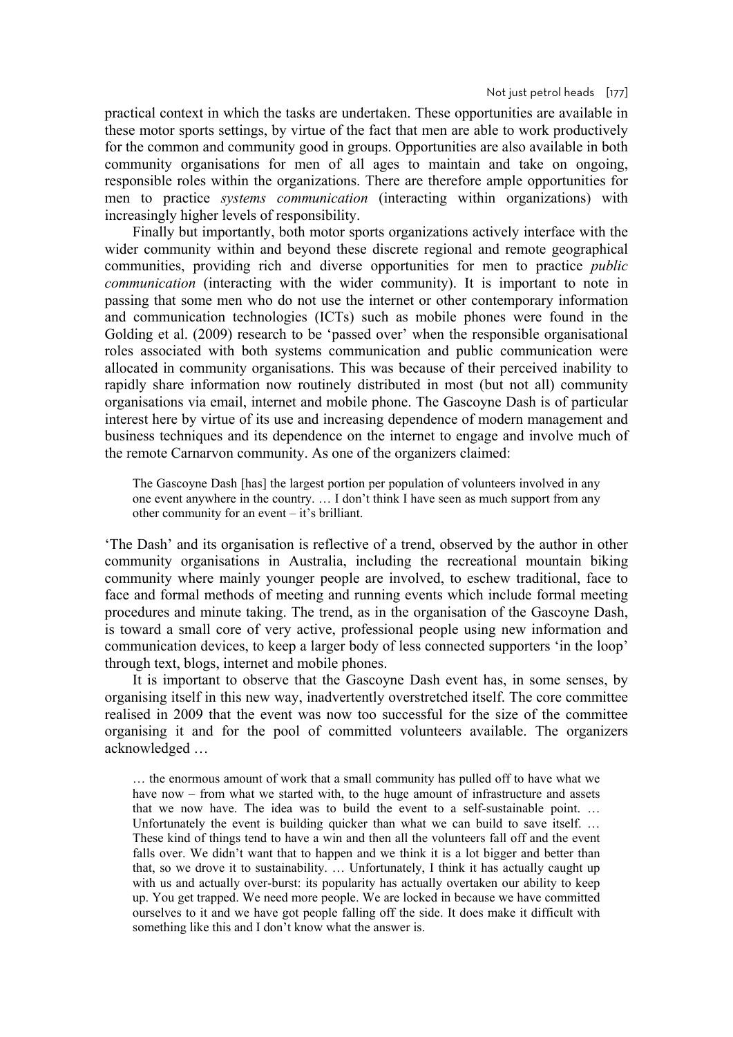practical context in which the tasks are undertaken. These opportunities are available in these motor sports settings, by virtue of the fact that men are able to work productively for the common and community good in groups. Opportunities are also available in both community organisations for men of all ages to maintain and take on ongoing, responsible roles within the organizations. There are therefore ample opportunities for men to practice *systems communication* (interacting within organizations) with increasingly higher levels of responsibility.

Finally but importantly, both motor sports organizations actively interface with the wider community within and beyond these discrete regional and remote geographical communities, providing rich and diverse opportunities for men to practice *public communication* (interacting with the wider community). It is important to note in passing that some men who do not use the internet or other contemporary information and communication technologies (ICTs) such as mobile phones were found in the Golding et al. (2009) research to be 'passed over' when the responsible organisational roles associated with both systems communication and public communication were allocated in community organisations. This was because of their perceived inability to rapidly share information now routinely distributed in most (but not all) community organisations via email, internet and mobile phone. The Gascoyne Dash is of particular interest here by virtue of its use and increasing dependence of modern management and business techniques and its dependence on the internet to engage and involve much of the remote Carnarvon community. As one of the organizers claimed:

> The Gascoyne Dash [has] the largest portion per population of volunteers involved in any one event anywhere in the country. … I don't think I have seen as much support from any other community for an event – it's brilliant.

'The Dash' and its organisation is reflective of a trend, observed by the author in other community organisations in Australia, including the recreational mountain biking community where mainly younger people are involved, to eschew traditional, face to face and formal methods of meeting and running events which include formal meeting procedures and minute taking. The trend, as in the organisation of the Gascoyne Dash, is toward a small core of very active, professional people using new information and communication devices, to keep a larger body of less connected supporters 'in the loop' through text, blogs, internet and mobile phones.

It is important to observe that the Gascoyne Dash event has, in some senses, by organising itself in this new way, inadvertently overstretched itself. The core committee realised in 2009 that the event was now too successful for the size of the committee organising it and for the pool of committed volunteers available. The organizers acknowledged …

> … the enormous amount of work that a small community has pulled off to have what we have now – from what we started with, to the huge amount of infrastructure and assets that we now have. The idea was to build the event to a self-sustainable point. … Unfortunately the event is building quicker than what we can build to save itself. … These kind of things tend to have a win and then all the volunteers fall off and the event falls over. We didn't want that to happen and we think it is a lot bigger and better than that, so we drove it to sustainability. … Unfortunately, I think it has actually caught up with us and actually over-burst: its popularity has actually overtaken our ability to keep up. You get trapped. We need more people. We are locked in because we have committed ourselves to it and we have got people falling off the side. It does make it difficult with something like this and I don't know what the answer is.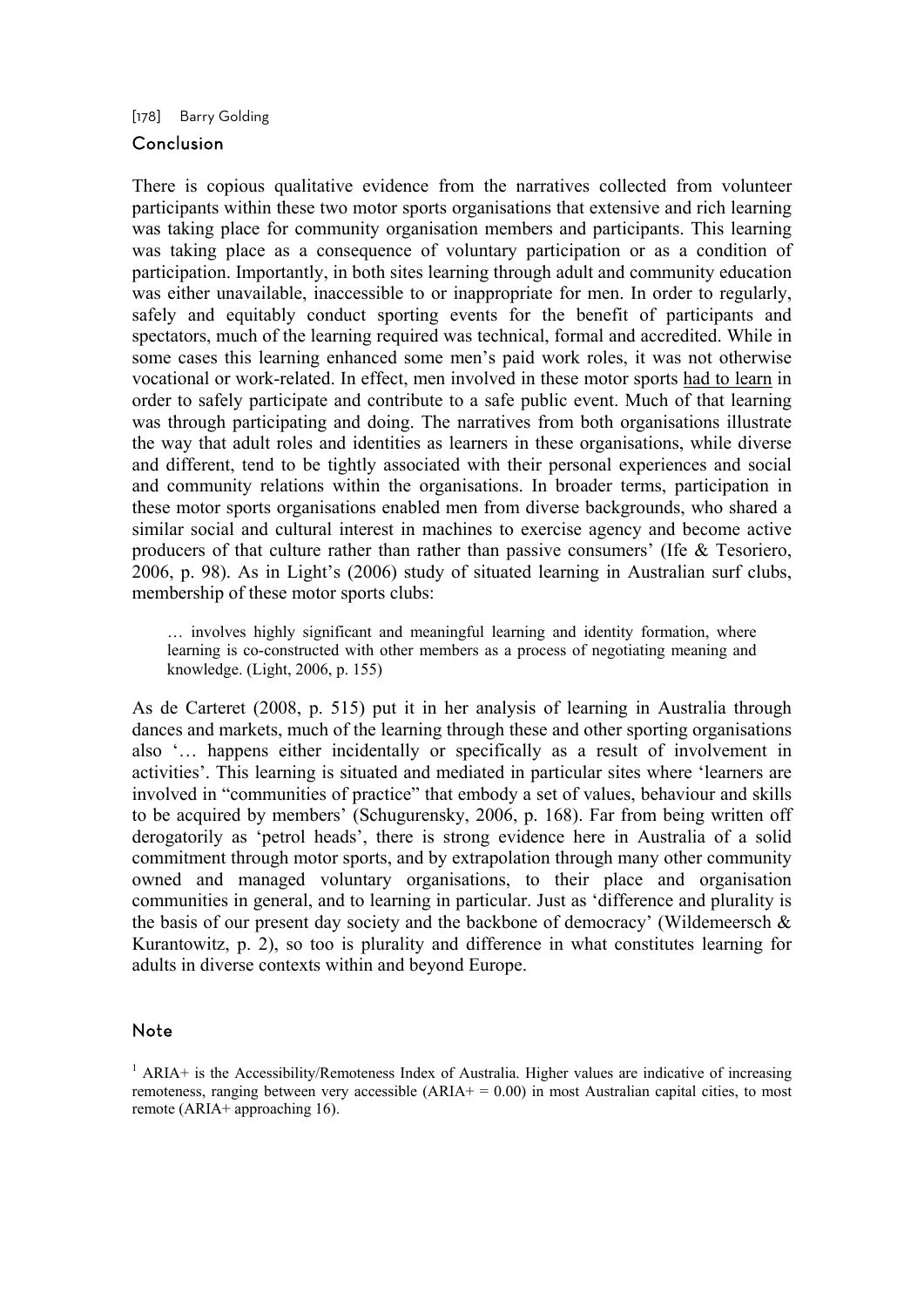## Conclusion

There is copious qualitative evidence from the narratives collected from volunteer participants within these two motor sports organisations that extensive and rich learning was taking place for community organisation members and participants. This learning was taking place as a consequence of voluntary participation or as a condition of participation. Importantly, in both sites learning through adult and community education was either unavailable, inaccessible to or inappropriate for men. In order to regularly, safely and equitably conduct sporting events for the benefit of participants and spectators, much of the learning required was technical, formal and accredited. While in some cases this learning enhanced some men's paid work roles, it was not otherwise vocational or work-related. In effect, men involved in these motor sports <u>had to learn</u> in order to safely participate and contribute to a safe public event. Much of that learning was through participating and doing. The narratives from both organisations illustrate the way that adult roles and identities as learners in these organisations, while diverse and different, tend to be tightly associated with their personal experiences and social and community relations within the organisations. In broader terms, participation in these motor sports organisations enabled men from diverse backgrounds, who shared a similar social and cultural interest in machines to exercise agency and become active producers of that culture rather than rather than passive consumers' (Ife & Tesoriero, 2006, p. 98). As in Light's (2006) study of situated learning in Australian surf clubs, membership of these motor sports clubs:

> … involves highly significant and meaningful learning and identity formation, where learning is co-constructed with other members as a process of negotiating meaning and knowledge. (Light, 2006, p. 155)

As de Carteret (2008, p. 515) put it in her analysis of learning in Australia through dances and markets, much of the learning through these and other sporting organisations also '… happens either incidentally or specifically as a result of involvement in activities'. This learning is situated and mediated in particular sites where 'learners are involved in "communities of practice" that embody a set of values, behaviour and skills to be acquired by members' (Schugurensky, 2006, p. 168). Far from being written off derogatorily as 'petrol heads', there is strong evidence here in Australia of a solid commitment through motor sports, and by extrapolation through many other community owned and managed voluntary organisations, to their place and organisation communities in general, and to learning in particular. Just as 'difference and plurality is the basis of our present day society and the backbone of democracy' (Wildemeersch & Kurantowitz, p. 2), so too is plurality and difference in what constitutes learning for adults in diverse contexts within and beyond Europe.

## Note

[1] ARIA+ is the Accessibility/Remoteness Index of Australia. Higher values are indicative of increasing remoteness, ranging between very accessible (ARIA+ = 0.00) in most Australian capital cities, to most remote (ARIA+ approaching 16).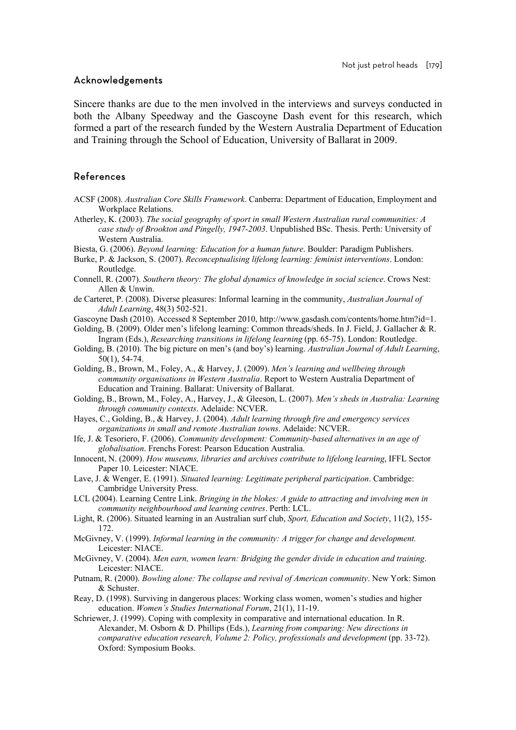## Acknowledgements

Sincere thanks are due to the men involved in the interviews and surveys conducted in both the Albany Speedway and the Gascoyne Dash event for this research, which formed a part of the research funded by the Western Australia Department of Education and Training through the School of Education, University of Ballarat in 2009.

## References

ACSF (2008). *Australian Core Skills Framework*. Canberra: Department of Education, Employment and Workplace Relations.

Atherley, K. (2003). *The social geography of sport in small Western Australian rural communities: A case study of Brookton and Pingelly, 1947-2003*. Unpublished BSc. Thesis. Perth: University of Western Australia.

Biesta, G. (2006). *Beyond learning: Education for a human future*. Boulder: Paradigm Publishers.

Burke, P. & Jackson, S. (2007). *Reconceptualising lifelong learning: feminist interventions*. London: Routledge.

Connell, R. (2007). *Southern theory: The global dynamics of knowledge in social science*. Crows Nest: Allen & Unwin.

de Carteret, P. (2008). Diverse pleasures: Informal learning in the community, *Australian Journal of Adult Learning*, 48(3) 502-521.

Gascoyne Dash (2010). Accessed 8 September 2010, http://www.gasdash.com/contents/home.htm?id=1.

Golding, B. (2009). Older men's lifelong learning: Common threads/sheds. In J. Field, J. Gallacher & R. Ingram (Eds.), *Researching transitions in lifelong learning* (pp. 65-75). London: Routledge.

Golding, B. (2010). The big picture on men's (and boy's) learning. *Australian Journal of Adult Learning*, 50(1), 54-74.

Golding, B., Brown, M., Foley, A., & Harvey, J. (2009). *Men's learning and wellbeing through community organisations in Western Australia*. Report to Western Australia Department of Education and Training. Ballarat: University of Ballarat.

Golding, B., Brown, M., Foley, A., Harvey, J., & Gleeson, L. (2007). *Men's sheds in Australia: Learning through community contexts*. Adelaide: NCVER.

Hayes, C., Golding, B., & Harvey, J. (2004). *Adult learning through fire and emergency services organizations in small and remote Australian towns*. Adelaide: NCVER.

Ife, J. & Tesoriero, F. (2006). *Community development: Community-based alternatives in an age of globalisation*. Frenchs Forest: Pearson Education Australia.

Innocent, N. (2009). *How museums, libraries and archives contribute to lifelong learning*, IFFL Sector Paper 10. Leicester: NIACE.

Lave, J. & Wenger, E. (1991). *Situated learning: Legitimate peripheral participation*. Cambridge: Cambridge University Press.

LCL (2004). Learning Centre Link. *Bringing in the blokes: A guide to attracting and involving men in community neighbourhood and learning centres*. Perth: LCL.

Light, R. (2006). Situated learning in an Australian surf club, *Sport, Education and Society*, 11(2), 155-172.

McGivney, V. (1999). *Informal learning in the community: A trigger for change and development.* Leicester: NIACE.

McGivney, V. (2004). *Men earn, women learn: Bridging the gender divide in education and training*. Leicester: NIACE.

Putnam, R. (2000). *Bowling alone: The collapse and revival of American community*. New York: Simon & Schuster.

Reay, D. (1998). Surviving in dangerous places: Working class women, women's studies and higher education. *Women's Studies International Forum*, 21(1), 11-19.

Schriewer, J. (1999). Coping with complexity in comparative and international education. In R. Alexander, M. Osborn & D. Phillips (Eds.), *Learning from comparing: New directions in comparative education research, Volume 2: Policy, professionals and development* (pp. 33-72). Oxford: Symposium Books.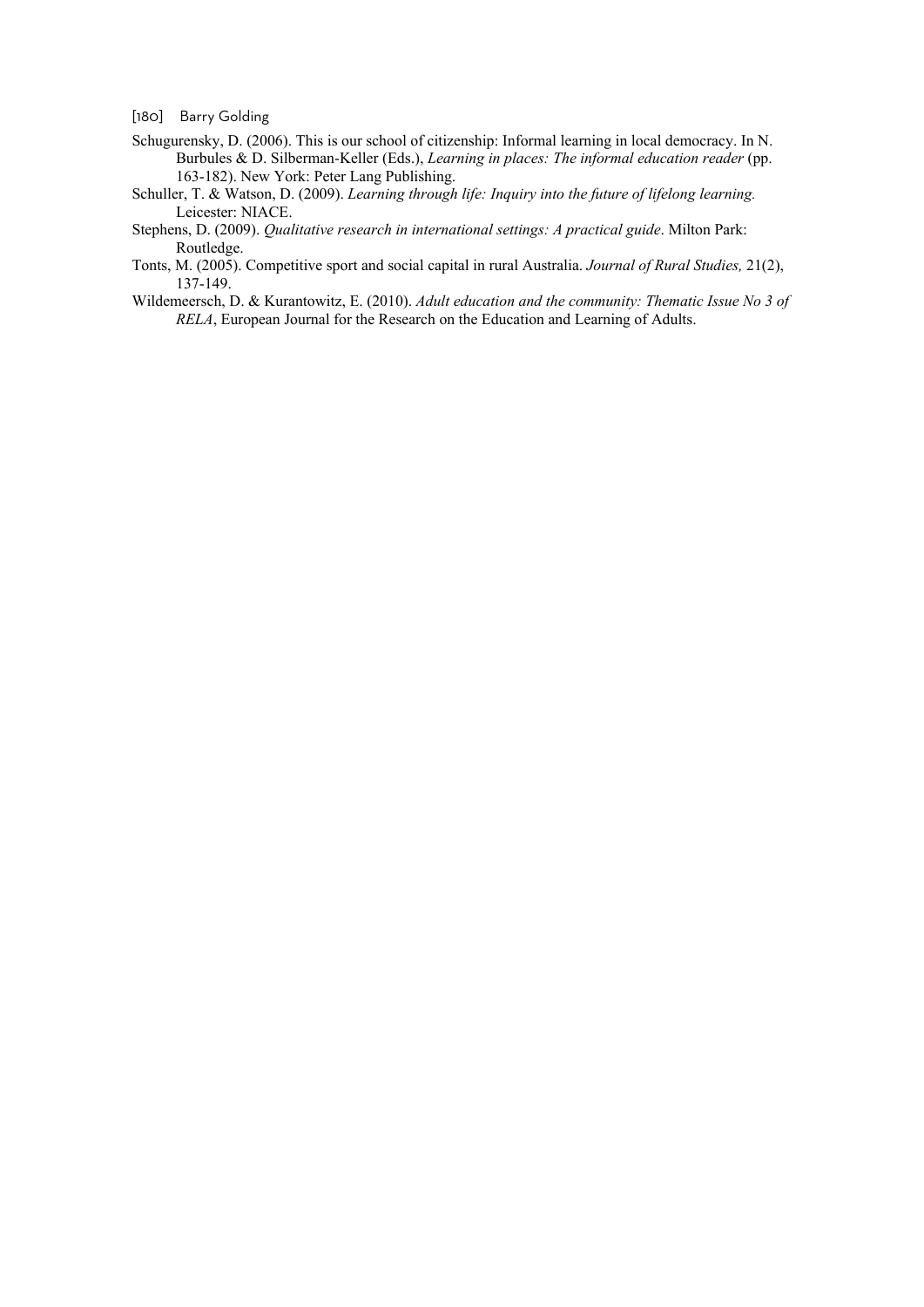Schugurensky, D. (2006). This is our school of citizenship: Informal learning in local democracy. In N. Burbules & D. Silberman-Keller (Eds.), *Learning in places: The informal education reader* (pp. 163-182). New York: Peter Lang Publishing.

Schuller, T. & Watson, D. (2009). *Learning through life: Inquiry into the future of lifelong learning.* Leicester: NIACE.

Stephens, D. (2009). *Qualitative research in international settings: A practical guide*. Milton Park: Routledge.

Tonts, M. (2005). Competitive sport and social capital in rural Australia. *Journal of Rural Studies,* 21(2), 137-149.

Wildemeersch, D. & Kurantowitz, E. (2010). *Adult education and the community: Thematic Issue No 3 of RELA*, European Journal for the Research on the Education and Learning of Adults.